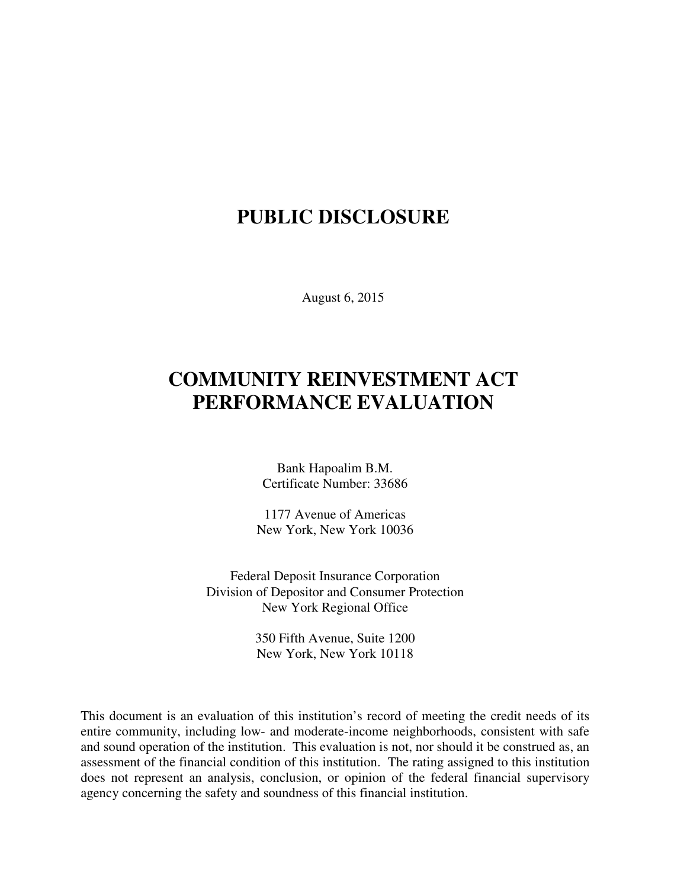# PUBLIC DISCLOSURE

August 6, 2015

# COMMUNITY REINVESTMENT ACT PERFORMANCE EVALUATION

Bank Hapoalim B.M.
Certificate Number: 33686

1177 Avenue of Americas
New York, New York 10036

Federal Deposit Insurance Corporation
Division of Depositor and Consumer Protection
New York Regional Office

350 Fifth Avenue, Suite 1200
New York, New York 10118

This document is an evaluation of this institution's record of meeting the credit needs of its entire community, including low- and moderate-income neighborhoods, consistent with safe and sound operation of the institution. This evaluation is not, nor should it be construed as, an assessment of the financial condition of this institution. The rating assigned to this institution does not represent an analysis, conclusion, or opinion of the federal financial supervisory agency concerning the safety and soundness of this financial institution.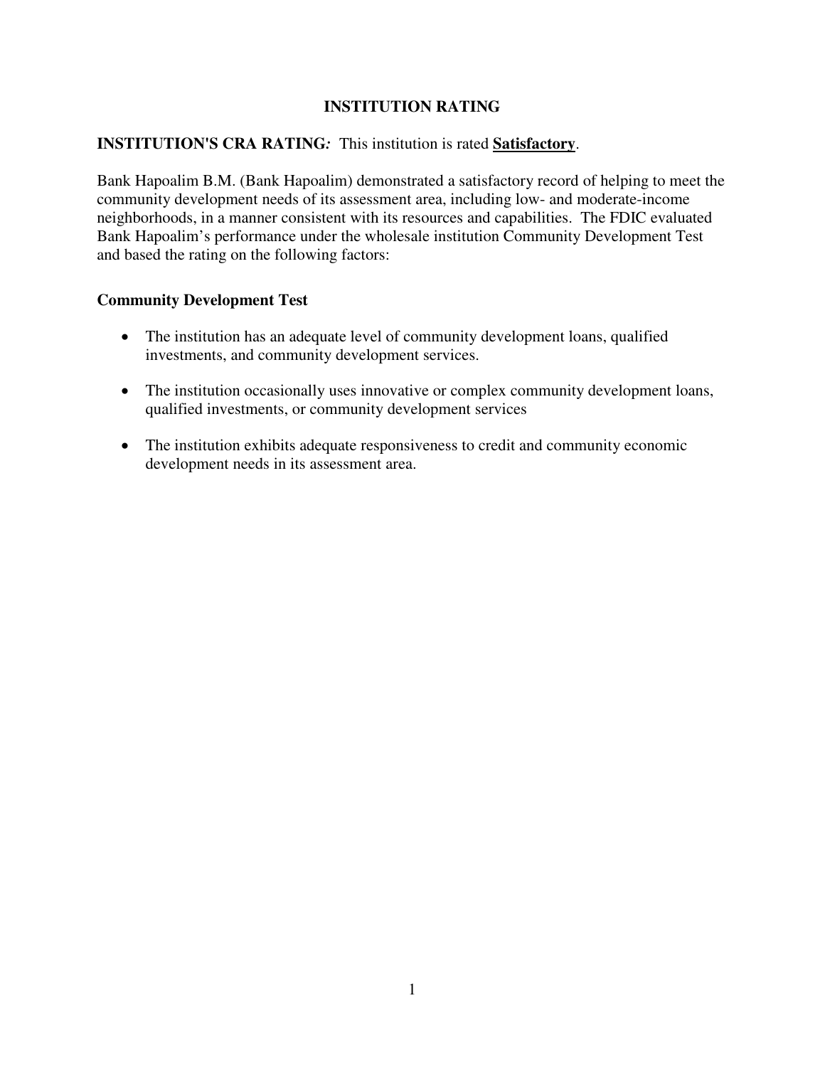# INSTITUTION RATING

**INSTITUTION'S CRA RATING***:* This institution is rated **Satisfactory**.

Bank Hapoalim B.M. (Bank Hapoalim) demonstrated a satisfactory record of helping to meet the community development needs of its assessment area, including low- and moderate-income neighborhoods, in a manner consistent with its resources and capabilities. The FDIC evaluated Bank Hapoalim's performance under the wholesale institution Community Development Test and based the rating on the following factors:

## Community Development Test

- The institution has an adequate level of community development loans, qualified investments, and community development services.
- The institution occasionally uses innovative or complex community development loans, qualified investments, or community development services
- The institution exhibits adequate responsiveness to credit and community economic development needs in its assessment area.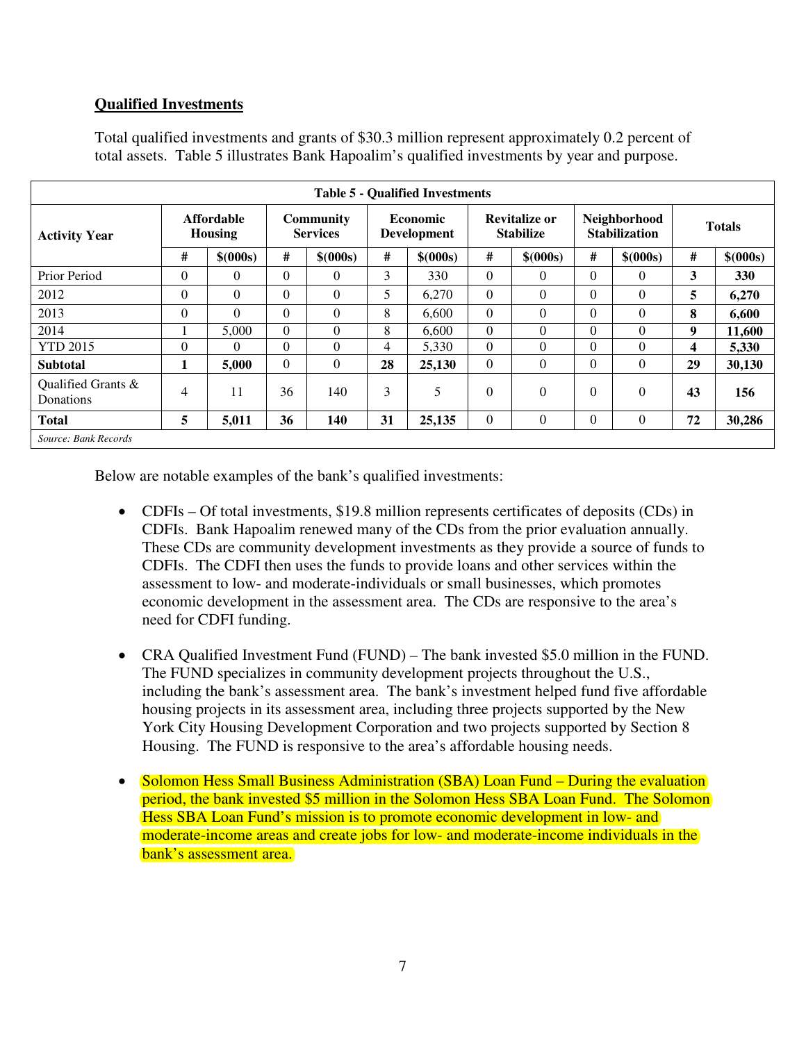## Qualified Investments

Total qualified investments and grants of $30.3 million represent approximately 0.2 percent of total assets. Table 5 illustrates Bank Hapoalim's qualified investments by year and purpose.

| Table 5 - Qualified Investments | | | | | | | | | | | | |
|---|---|---|---|---|---|---|---|---|---|---|---|---|
| **Activity Year** | **Affordable Housing** | | **Community Services** | | **Economic Development** | | **Revitalize or Stabilize** | | **Neighborhood Stabilization** | | **Totals** | |
| | **#** | **$(000s)** | **#** | **$(000s)** | **#** | **$(000s)** | **#** | **$(000s)** | **#** | **$(000s)** | **#** | **$(000s)** |
| Prior Period | 0 | 0 | 0 | 0 | 3 | 330 | 0 | 0 | 0 | 0 | **3** | **330** |
| 2012 | 0 | 0 | 0 | 0 | 5 | 6,270 | 0 | 0 | 0 | 0 | **5** | **6,270** |
| 2013 | 0 | 0 | 0 | 0 | 8 | 6,600 | 0 | 0 | 0 | 0 | **8** | **6,600** |
| 2014 | 1 | 5,000 | 0 | 0 | 8 | 6,600 | 0 | 0 | 0 | 0 | **9** | **11,600** |
| YTD 2015 | 0 | 0 | 0 | 0 | 4 | 5,330 | 0 | 0 | 0 | 0 | **4** | **5,330** |
| **Subtotal** | **1** | **5,000** | 0 | 0 | **28** | **25,130** | 0 | 0 | 0 | 0 | **29** | **30,130** |
| Qualified Grants & Donations | 4 | 11 | 36 | 140 | 3 | 5 | 0 | 0 | 0 | 0 | **43** | **156** |
| **Total** | **5** | **5,011** | **36** | **140** | **31** | **25,135** | 0 | 0 | 0 | 0 | **72** | **30,286** |
| *Source: Bank Records* | | | | | | | | | | | | |

Below are notable examples of the bank's qualified investments:

- CDFIs – Of total investments, $19.8 million represents certificates of deposits (CDs) in CDFIs. Bank Hapoalim renewed many of the CDs from the prior evaluation annually. These CDs are community development investments as they provide a source of funds to CDFIs. The CDFI then uses the funds to provide loans and other services within the assessment to low- and moderate-individuals or small businesses, which promotes economic development in the assessment area. The CDs are responsive to the area's need for CDFI funding.

- CRA Qualified Investment Fund (FUND) – The bank invested $5.0 million in the FUND. The FUND specializes in community development projects throughout the U.S., including the bank's assessment area. The bank's investment helped fund five affordable housing projects in its assessment area, including three projects supported by the New York City Housing Development Corporation and two projects supported by Section 8 Housing. The FUND is responsive to the area's affordable housing needs.

- Solomon Hess Small Business Administration (SBA) Loan Fund – During the evaluation period, the bank invested $5 million in the Solomon Hess SBA Loan Fund. The Solomon Hess SBA Loan Fund's mission is to promote economic development in low- and moderate-income areas and create jobs for low- and moderate-income individuals in the bank's assessment area.